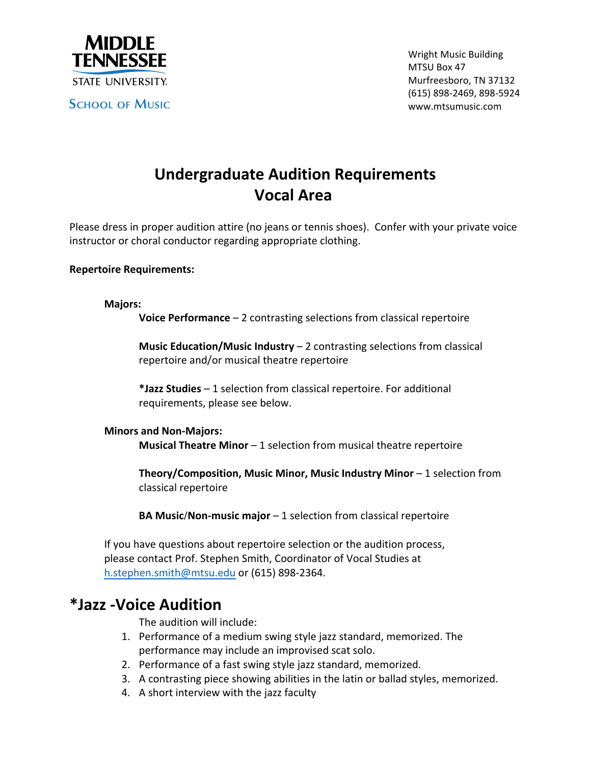MIDDLE TENNESSEE STATE UNIVERSITY

SCHOOL OF MUSIC

Wright Music Building
MTSU Box 47
Murfreesboro, TN 37132
(615) 898-2469, 898-5924
www.mtsumusic.com

# Undergraduate Audition Requirements
# Vocal Area

Please dress in proper audition attire (no jeans or tennis shoes). Confer with your private voice instructor or choral conductor regarding appropriate clothing.

**Repertoire Requirements:**

**Majors:**

**Voice Performance** – 2 contrasting selections from classical repertoire

**Music Education/Music Industry** – 2 contrasting selections from classical repertoire and/or musical theatre repertoire

***Jazz Studies** – 1 selection from classical repertoire. For additional requirements, please see below.

**Minors and Non-Majors:**

**Musical Theatre Minor** – 1 selection from musical theatre repertoire

**Theory/Composition, Music Minor, Music Industry Minor** – 1 selection from classical repertoire

**BA Music**/**Non-music major** – 1 selection from classical repertoire

If you have questions about repertoire selection or the audition process, please contact Prof. Stephen Smith, Coordinator of Vocal Studies at h.stephen.smith@mtsu.edu or (615) 898-2364.

## *Jazz -Voice Audition

The audition will include:

1. Performance of a medium swing style jazz standard, memorized. The performance may include an improvised scat solo.
2. Performance of a fast swing style jazz standard, memorized.
3. A contrasting piece showing abilities in the latin or ballad styles, memorized.
4. A short interview with the jazz faculty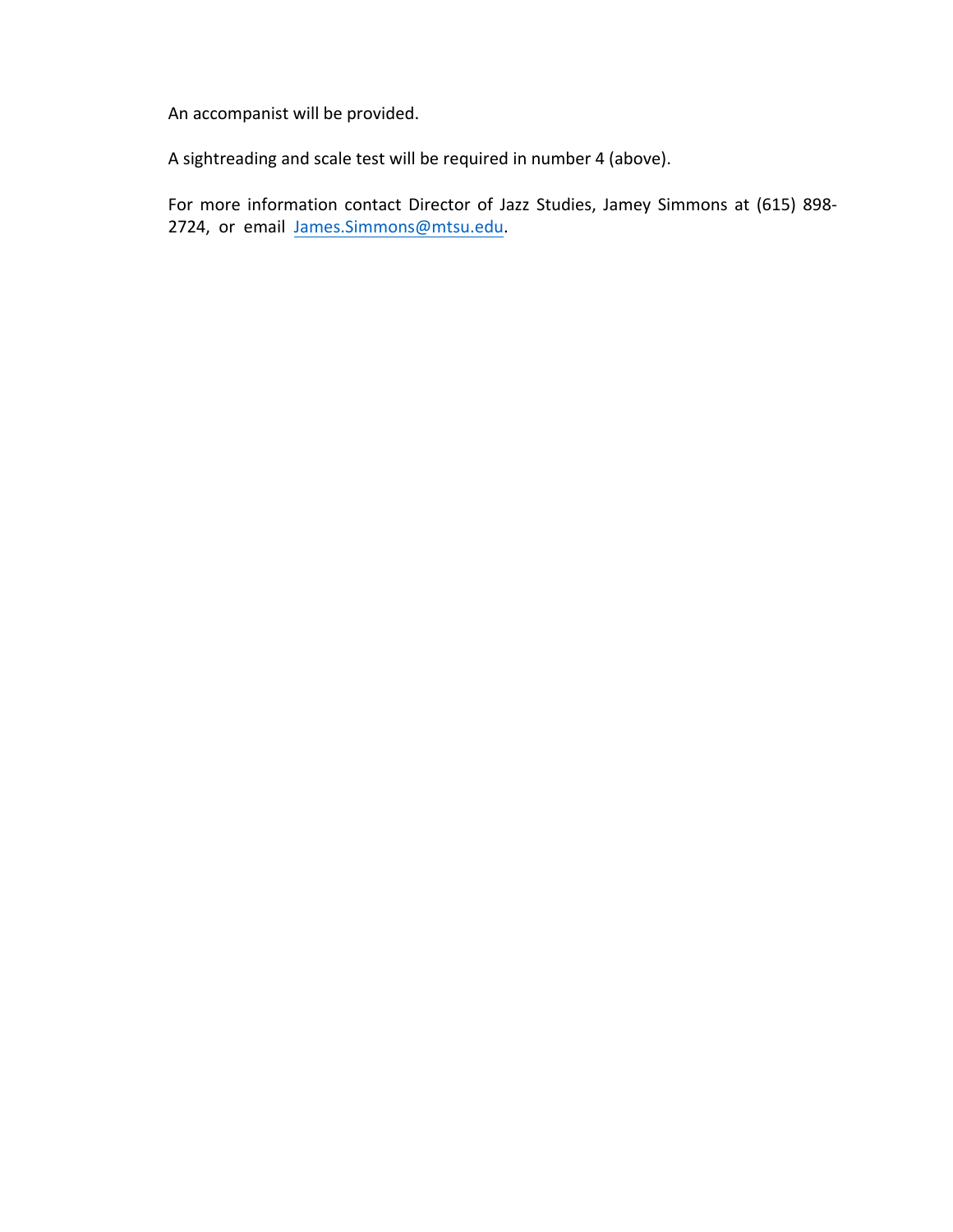An accompanist will be provided.

A sightreading and scale test will be required in number 4 (above).

For more information contact Director of Jazz Studies, Jamey Simmons at (615) 898-2724, or email James.Simmons@mtsu.edu.